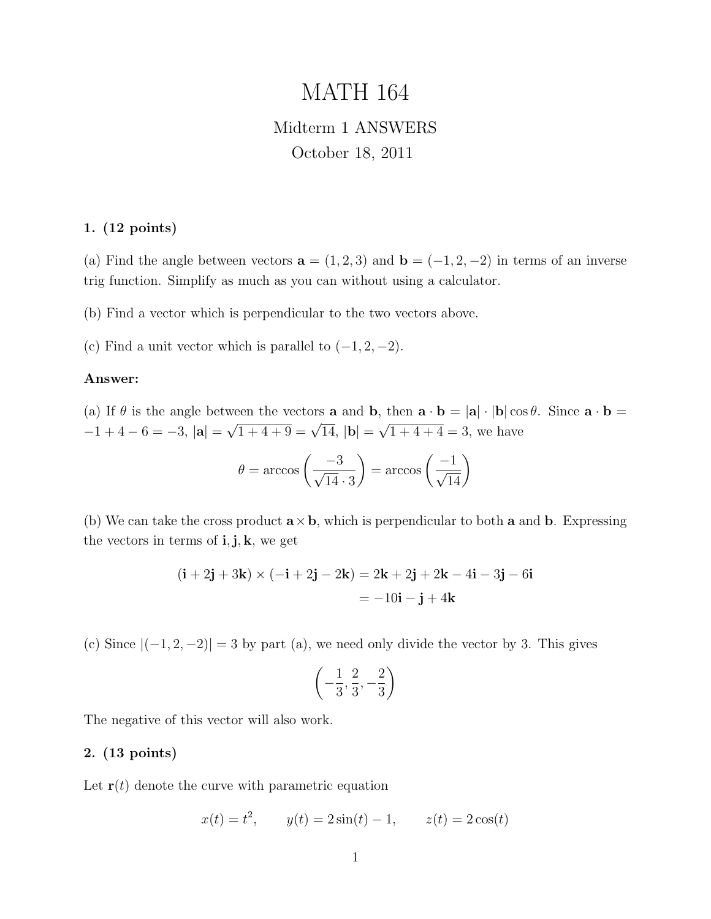# MATH 164

Midterm 1 ANSWERS

October 18, 2011

**1. (12 points)**

(a) Find the angle between vectors $\mathbf{a} = (1, 2, 3)$ and $\mathbf{b} = (-1, 2, -2)$ in terms of an inverse trig function. Simplify as much as you can without using a calculator.

(b) Find a vector which is perpendicular to the two vectors above.

(c) Find a unit vector which is parallel to $(-1, 2, -2)$.

**Answer:**

(a) If $\theta$ is the angle between the vectors $\mathbf{a}$ and $\mathbf{b}$, then $\mathbf{a} \cdot \mathbf{b} = |\mathbf{a}| \cdot |\mathbf{b}| \cos \theta$. Since $\mathbf{a} \cdot \mathbf{b} = -1 + 4 - 6 = -3$, $|\mathbf{a}| = \sqrt{1 + 4 + 9} = \sqrt{14}$, $|\mathbf{b}| = \sqrt{1 + 4 + 4} = 3$, we have

$$\theta = \arccos\left(\frac{-3}{\sqrt{14} \cdot 3}\right) = \arccos\left(\frac{-1}{\sqrt{14}}\right)$$

(b) We can take the cross product $\mathbf{a} \times \mathbf{b}$, which is perpendicular to both $\mathbf{a}$ and $\mathbf{b}$. Expressing the vectors in terms of $\mathbf{i}, \mathbf{j}, \mathbf{k}$, we get

$$\begin{aligned}(\mathbf{i} + 2\mathbf{j} + 3\mathbf{k}) \times (-\mathbf{i} + 2\mathbf{j} - 2\mathbf{k}) &= 2\mathbf{k} + 2\mathbf{j} + 2\mathbf{k} - 4\mathbf{i} - 3\mathbf{j} - 6\mathbf{i} \\ &= -10\mathbf{i} - \mathbf{j} + 4\mathbf{k}\end{aligned}$$

(c) Since $|(-1, 2, -2)| = 3$ by part (a), we need only divide the vector by 3. This gives

$$\left(-\frac{1}{3}, \frac{2}{3}, -\frac{2}{3}\right)$$

The negative of this vector will also work.

**2. (13 points)**

Let $\mathbf{r}(t)$ denote the curve with parametric equation

$$x(t) = t^2, \qquad y(t) = 2\sin(t) - 1, \qquad z(t) = 2\cos(t)$$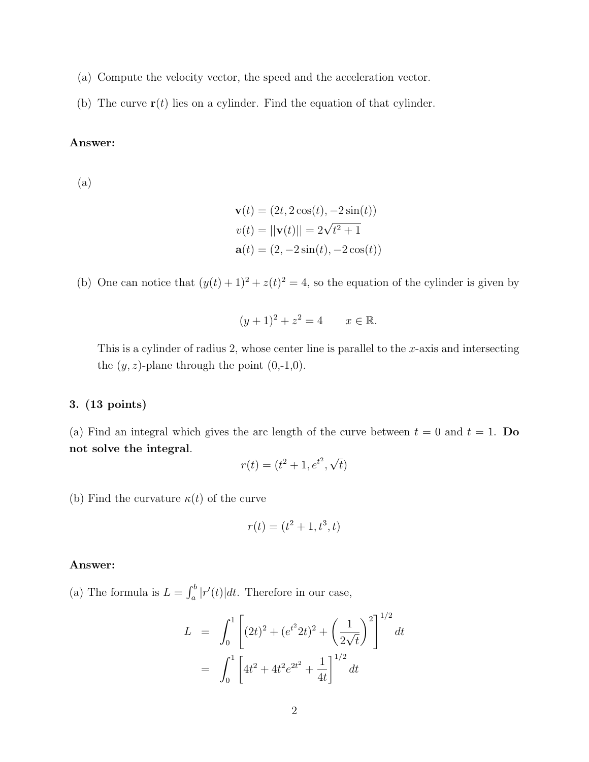(a) Compute the velocity vector, the speed and the acceleration vector.

(b) The curve $\mathbf{r}(t)$ lies on a cylinder. Find the equation of that cylinder.

**Answer:**

(a)

$$\begin{aligned}
\mathbf{v}(t) &= (2t, 2\cos(t), -2\sin(t)) \\
v(t) &= ||\mathbf{v}(t)|| = 2\sqrt{t^2+1} \\
\mathbf{a}(t) &= (2, -2\sin(t), -2\cos(t))
\end{aligned}$$

(b) One can notice that $(y(t)+1)^2 + z(t)^2 = 4$, so the equation of the cylinder is given by

$$(y+1)^2 + z^2 = 4 \qquad x \in \mathbb{R}.$$

This is a cylinder of radius 2, whose center line is parallel to the $x$-axis and intersecting the $(y,z)$-plane through the point (0,-1,0).

**3. (13 points)**

(a) Find an integral which gives the arc length of the curve between $t = 0$ and $t = 1$. **Do not solve the integral**.

$$r(t) = (t^2+1, e^{t^2}, \sqrt{t})$$

(b) Find the curvature $\kappa(t)$ of the curve

$$r(t) = (t^2+1, t^3, t)$$

**Answer:**

(a) The formula is $L = \int_a^b |r'(t)|dt$. Therefore in our case,

$$\begin{aligned}
L &= \int_0^1 \left[ (2t)^2 + (e^{t^2}2t)^2 + \left( \frac{1}{2\sqrt{t}} \right)^2 \right]^{1/2} dt \\
&= \int_0^1 \left[ 4t^2 + 4t^2 e^{2t^2} + \frac{1}{4t} \right]^{1/2} dt
\end{aligned}$$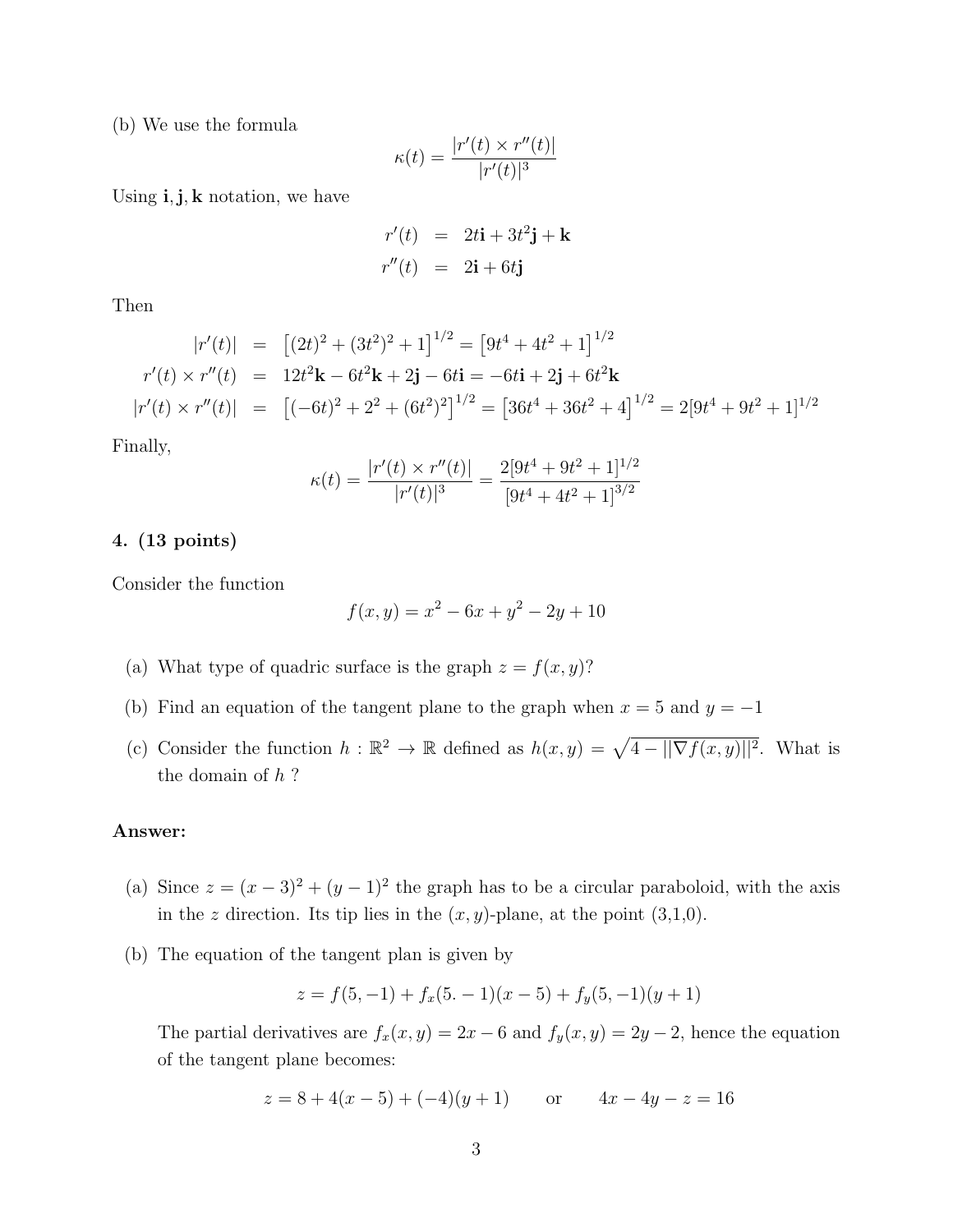(b) We use the formula

$$\kappa(t) = \frac{|r'(t) \times r''(t)|}{|r'(t)|^3}$$

Using $\mathbf{i}, \mathbf{j}, \mathbf{k}$ notation, we have

$$\begin{aligned} r'(t) &= 2t\mathbf{i} + 3t^2\mathbf{j} + \mathbf{k} \\ r''(t) &= 2\mathbf{i} + 6t\mathbf{j} \end{aligned}$$

Then

$$\begin{aligned} |r'(t)| &= \left[(2t)^2 + (3t^2)^2 + 1\right]^{1/2} = \left[9t^4 + 4t^2 + 1\right]^{1/2} \\ r'(t) \times r''(t) &= 12t^2\mathbf{k} - 6t^2\mathbf{k} + 2\mathbf{j} - 6t\mathbf{i} = -6t\mathbf{i} + 2\mathbf{j} + 6t^2\mathbf{k} \\ |r'(t) \times r''(t)| &= \left[(-6t)^2 + 2^2 + (6t^2)^2\right]^{1/2} = \left[36t^4 + 36t^2 + 4\right]^{1/2} = 2[9t^4 + 9t^2 + 1]^{1/2} \end{aligned}$$

Finally,

$$\kappa(t) = \frac{|r'(t) \times r''(t)|}{|r'(t)|^3} = \frac{2[9t^4 + 9t^2 + 1]^{1/2}}{\left[9t^4 + 4t^2 + 1\right]^{3/2}}$$

**4. (13 points)**

Consider the function

$$f(x, y) = x^2 - 6x + y^2 - 2y + 10$$

(a) What type of quadric surface is the graph $z = f(x, y)$?

(b) Find an equation of the tangent plane to the graph when $x = 5$ and $y = -1$

(c) Consider the function $h : \mathbb{R}^2 \to \mathbb{R}$ defined as $h(x, y) = \sqrt{4 - ||\nabla f(x, y)||^2}$. What is the domain of $h$ ?

**Answer:**

(a) Since $z = (x - 3)^2 + (y - 1)^2$ the graph has to be a circular paraboloid, with the axis in the $z$ direction. Its tip lies in the $(x, y)$-plane, at the point (3,1,0).

(b) The equation of the tangent plan is given by

$$z = f(5, -1) + f_x(5. -1)(x - 5) + f_y(5, -1)(y + 1)$$

The partial derivatives are $f_x(x, y) = 2x - 6$ and $f_y(x, y) = 2y - 2$, hence the equation of the tangent plane becomes:

$$z = 8 + 4(x - 5) + (-4)(y + 1) \qquad \text{or} \qquad 4x - 4y - z = 16$$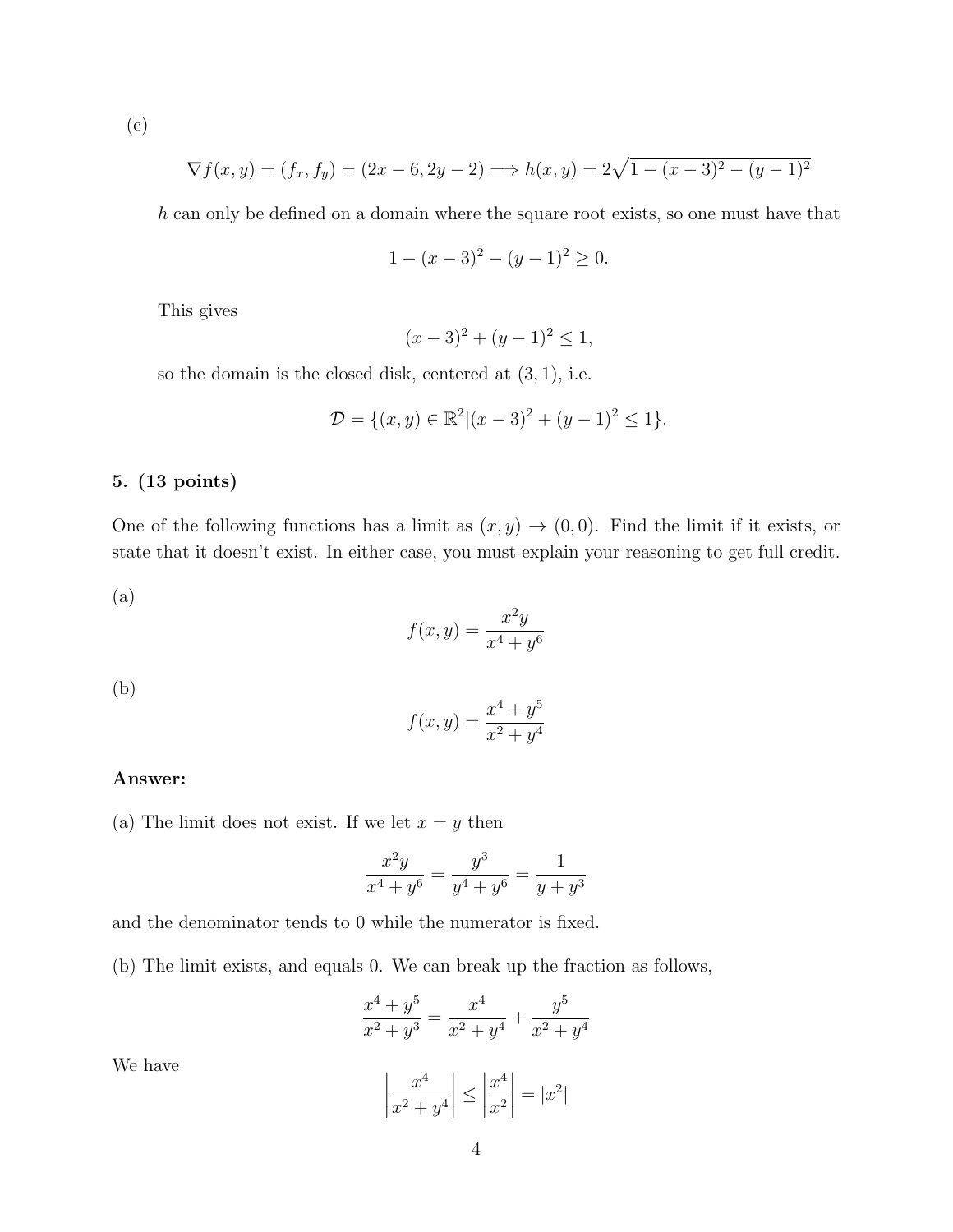(c)

$$\nabla f(x,y) = (f_x, f_y) = (2x-6, 2y-2) \Longrightarrow h(x,y) = 2\sqrt{1-(x-3)^2-(y-1)^2}$$

$h$ can only be defined on a domain where the square root exists, so one must have that

$$1-(x-3)^2-(y-1)^2 \geq 0.$$

This gives

$$(x-3)^2+(y-1)^2 \leq 1,$$

so the domain is the closed disk, centered at $(3,1)$, i.e.

$$\mathcal{D} = \{(x,y) \in \mathbb{R}^2 | (x-3)^2+(y-1)^2 \leq 1\}.$$

**5. (13 points)**

One of the following functions has a limit as $(x,y) \to (0,0)$. Find the limit if it exists, or state that it doesn't exist. In either case, you must explain your reasoning to get full credit.

(a)

$$f(x,y) = \frac{x^2y}{x^4+y^6}$$

(b)

$$f(x,y) = \frac{x^4+y^5}{x^2+y^4}$$

**Answer:**

(a) The limit does not exist. If we let $x=y$ then

$$\frac{x^2y}{x^4+y^6} = \frac{y^3}{y^4+y^6} = \frac{1}{y+y^3}$$

and the denominator tends to 0 while the numerator is fixed.

(b) The limit exists, and equals 0. We can break up the fraction as follows,

$$\frac{x^4+y^5}{x^2+y^3} = \frac{x^4}{x^2+y^4} + \frac{y^5}{x^2+y^4}$$

We have

$$\left|\frac{x^4}{x^2+y^4}\right| \leq \left|\frac{x^4}{x^2}\right| = |x^2|$$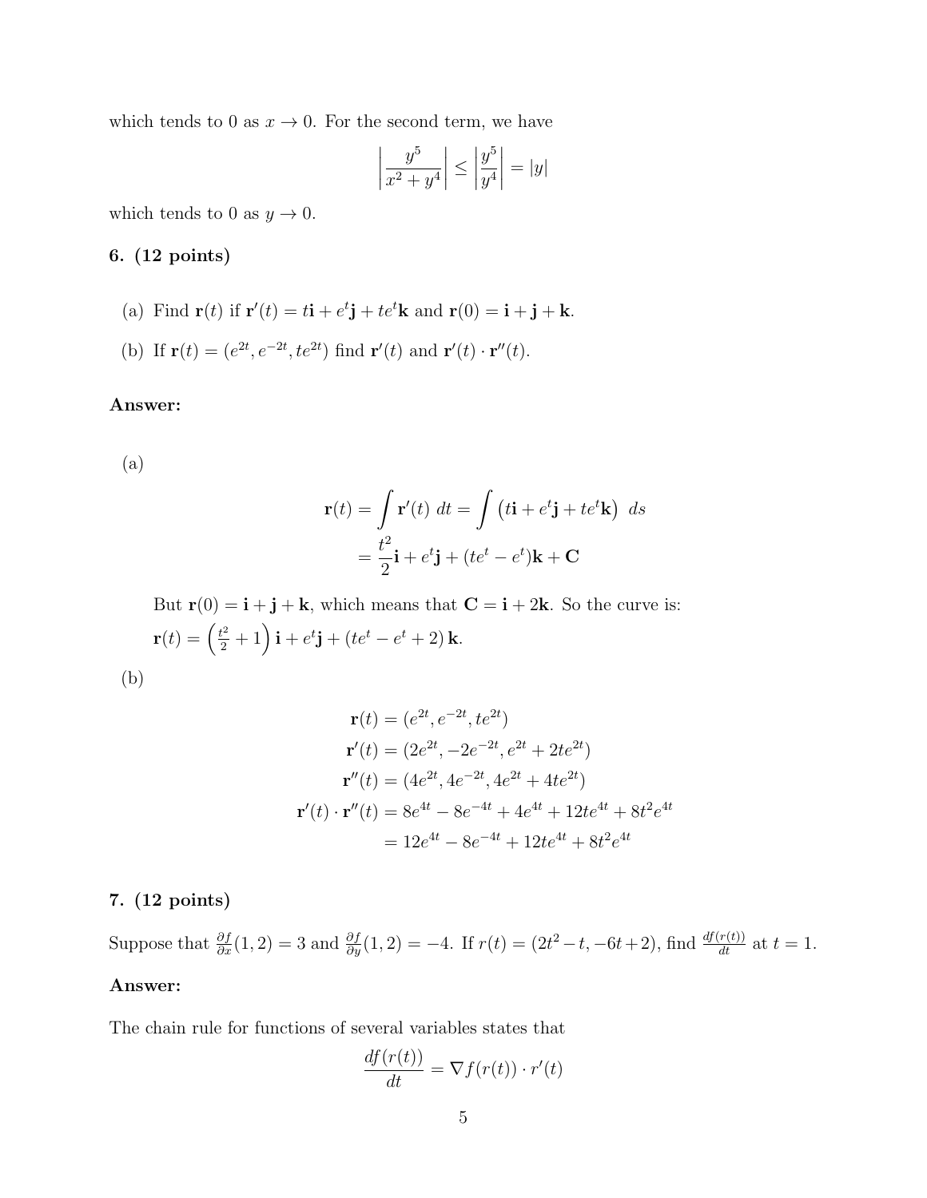which tends to 0 as $x \to 0$. For the second term, we have

$$\left| \frac{y^5}{x^2 + y^4} \right| \leq \left| \frac{y^5}{y^4} \right| = |y|$$

which tends to 0 as $y \to 0$.

### 6. (12 points)

(a) Find $\mathbf{r}(t)$ if $\mathbf{r}'(t) = t\mathbf{i} + e^t\mathbf{j} + te^t\mathbf{k}$ and $\mathbf{r}(0) = \mathbf{i} + \mathbf{j} + \mathbf{k}$.

(b) If $\mathbf{r}(t) = (e^{2t}, e^{-2t}, te^{2t})$ find $\mathbf{r}'(t)$ and $\mathbf{r}'(t) \cdot \mathbf{r}''(t)$.

**Answer:**

(a)

$$\begin{aligned}
\mathbf{r}(t) &= \int \mathbf{r}'(t)\ dt = \int \left( t\mathbf{i} + e^t\mathbf{j} + te^t\mathbf{k} \right)\ ds \\
&= \frac{t^2}{2}\mathbf{i} + e^t\mathbf{j} + (te^t - e^t)\mathbf{k} + \mathbf{C}
\end{aligned}$$

But $\mathbf{r}(0) = \mathbf{i} + \mathbf{j} + \mathbf{k}$, which means that $\mathbf{C} = \mathbf{i} + 2\mathbf{k}$. So the curve is: $\mathbf{r}(t) = \left( \frac{t^2}{2} + 1 \right) \mathbf{i} + e^t\mathbf{j} + \left( te^t - e^t + 2 \right) \mathbf{k}$.

(b)

$$\begin{aligned}
\mathbf{r}(t) &= (e^{2t}, e^{-2t}, te^{2t}) \\
\mathbf{r}'(t) &= (2e^{2t}, -2e^{-2t}, e^{2t} + 2te^{2t}) \\
\mathbf{r}''(t) &= (4e^{2t}, 4e^{-2t}, 4e^{2t} + 4te^{2t}) \\
\mathbf{r}'(t) \cdot \mathbf{r}''(t) &= 8e^{4t} - 8e^{-4t} + 4e^{4t} + 12te^{4t} + 8t^2e^{4t} \\
&= 12e^{4t} - 8e^{-4t} + 12te^{4t} + 8t^2e^{4t}
\end{aligned}$$

### 7. (12 points)

Suppose that $\frac{\partial f}{\partial x}(1, 2) = 3$ and $\frac{\partial f}{\partial y}(1, 2) = -4$. If $r(t) = (2t^2 - t, -6t + 2)$, find $\frac{df(r(t))}{dt}$ at $t = 1$.

**Answer:**

The chain rule for functions of several variables states that

$$\frac{df(r(t))}{dt} = \nabla f(r(t)) \cdot r'(t)$$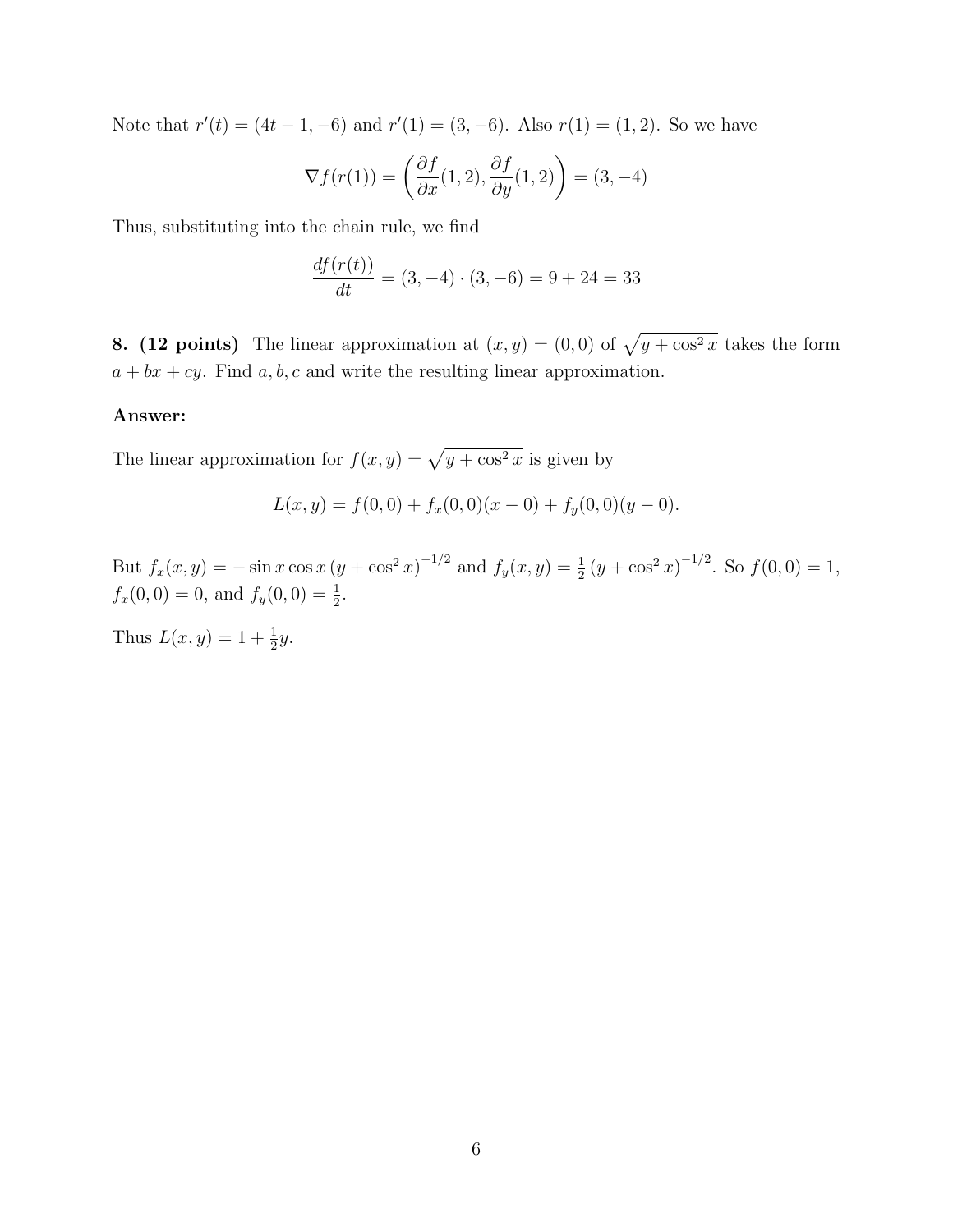Note that $r'(t) = (4t - 1, -6)$ and $r'(1) = (3, -6)$. Also $r(1) = (1, 2)$. So we have

$$\nabla f(r(1)) = \left( \frac{\partial f}{\partial x}(1,2), \frac{\partial f}{\partial y}(1,2) \right) = (3, -4)$$

Thus, substituting into the chain rule, we find

$$\frac{df(r(t))}{dt} = (3, -4) \cdot (3, -6) = 9 + 24 = 33$$

**8. (12 points)** The linear approximation at $(x, y) = (0, 0)$ of $\sqrt{y + \cos^2 x}$ takes the form $a + bx + cy$. Find $a, b, c$ and write the resulting linear approximation.

**Answer:**

The linear approximation for $f(x, y) = \sqrt{y + \cos^2 x}$ is given by

$$L(x, y) = f(0, 0) + f_x(0, 0)(x - 0) + f_y(0, 0)(y - 0).$$

But $f_x(x, y) = -\sin x \cos x \left(y + \cos^2 x\right)^{-1/2}$ and $f_y(x, y) = \frac{1}{2}\left(y + \cos^2 x\right)^{-1/2}$. So $f(0, 0) = 1$, $f_x(0, 0) = 0$, and $f_y(0, 0) = \frac{1}{2}$.

Thus $L(x, y) = 1 + \frac{1}{2}y$.